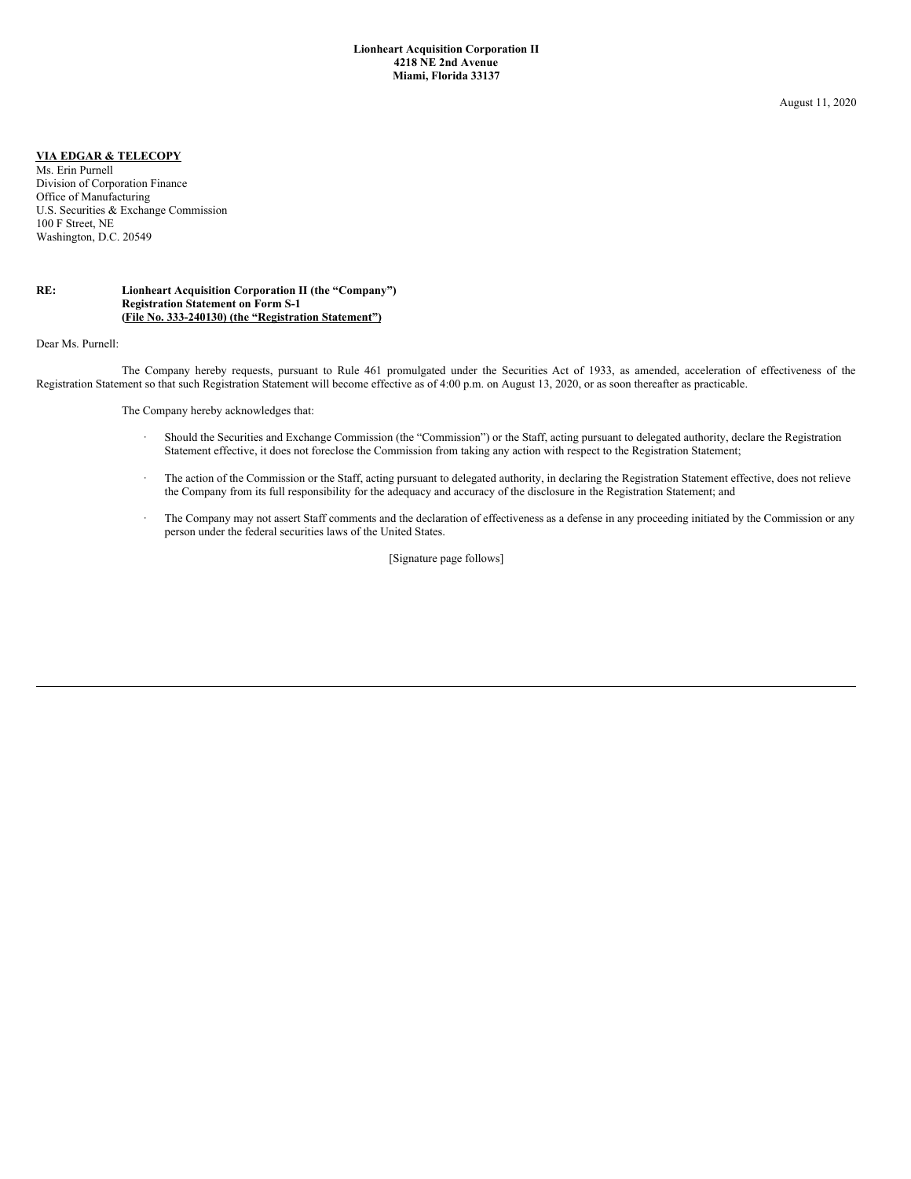**Lionheart Acquisition Corporation II**
**4218 NE 2nd Avenue**
**Miami, Florida 33137**

August 11, 2020

**VIA EDGAR & TELECOPY**

Ms. Erin Purnell
Division of Corporation Finance
Office of Manufacturing
U.S. Securities & Exchange Commission
100 F Street, NE
Washington, D.C. 20549

**RE: Lionheart Acquisition Corporation II (the "Company")**
**Registration Statement on Form S-1**
**(File No. 333-240130) (the "Registration Statement")**

Dear Ms. Purnell:

The Company hereby requests, pursuant to Rule 461 promulgated under the Securities Act of 1933, as amended, acceleration of effectiveness of the Registration Statement so that such Registration Statement will become effective as of 4:00 p.m. on August 13, 2020, or as soon thereafter as practicable.

The Company hereby acknowledges that:

- Should the Securities and Exchange Commission (the "Commission") or the Staff, acting pursuant to delegated authority, declare the Registration Statement effective, it does not foreclose the Commission from taking any action with respect to the Registration Statement;
- The action of the Commission or the Staff, acting pursuant to delegated authority, in declaring the Registration Statement effective, does not relieve the Company from its full responsibility for the adequacy and accuracy of the disclosure in the Registration Statement; and
- The Company may not assert Staff comments and the declaration of effectiveness as a defense in any proceeding initiated by the Commission or any person under the federal securities laws of the United States.

[Signature page follows]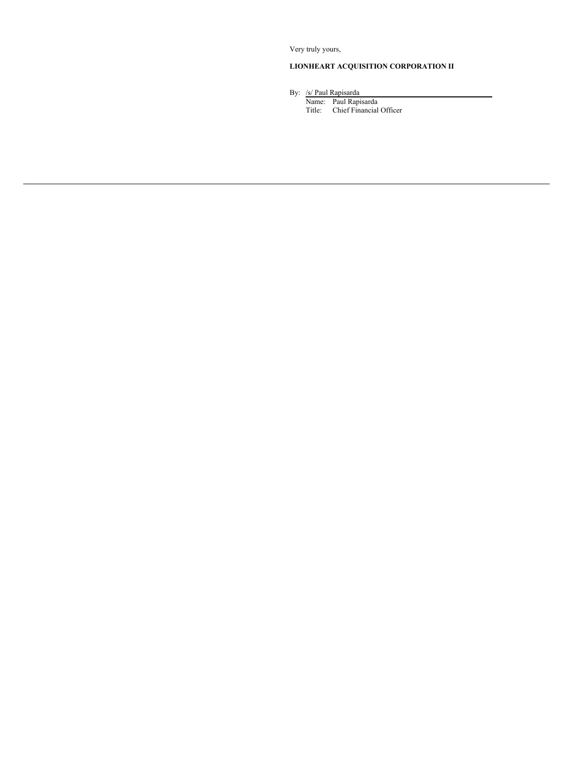Very truly yours,

**LIONHEART ACQUISITION CORPORATION II**

By: /s/ Paul Rapisarda

Name: Paul Rapisarda

Title: Chief Financial Officer